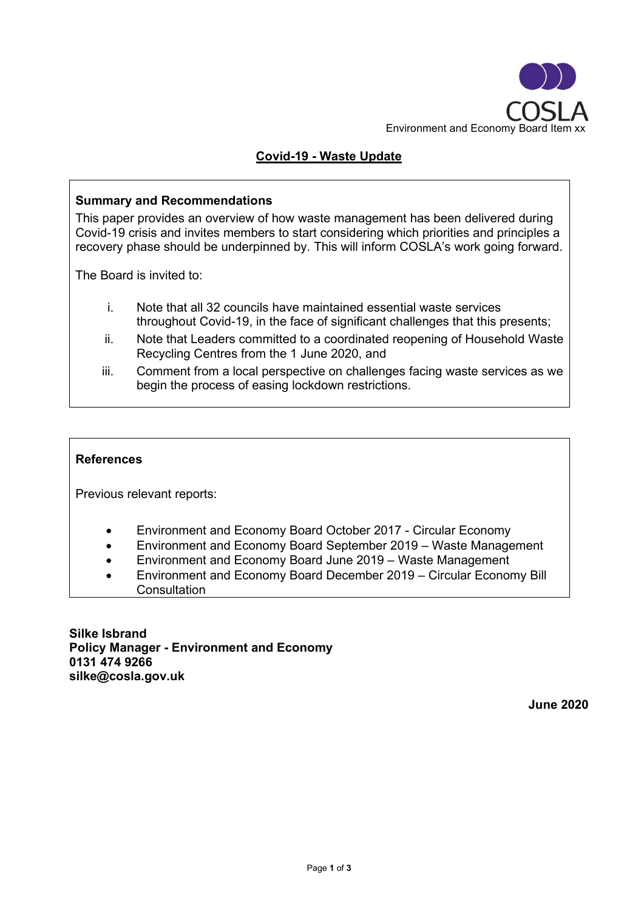COSLA

Environment and Economy Board Item xx

# Covid-19 - Waste Update

**Summary and Recommendations**

This paper provides an overview of how waste management has been delivered during Covid-19 crisis and invites members to start considering which priorities and principles a recovery phase should be underpinned by. This will inform COSLA's work going forward.

The Board is invited to:

i. Note that all 32 councils have maintained essential waste services throughout Covid-19, in the face of significant challenges that this presents;
ii. Note that Leaders committed to a coordinated reopening of Household Waste Recycling Centres from the 1 June 2020, and
iii. Comment from a local perspective on challenges facing waste services as we begin the process of easing lockdown restrictions.

**References**

Previous relevant reports:

- Environment and Economy Board October 2017 - Circular Economy
- Environment and Economy Board September 2019 – Waste Management
- Environment and Economy Board June 2019 – Waste Management
- Environment and Economy Board December 2019 – Circular Economy Bill Consultation

**Silke Isbrand**
**Policy Manager - Environment and Economy**
**0131 474 9266**
**silke@cosla.gov.uk**

**June 2020**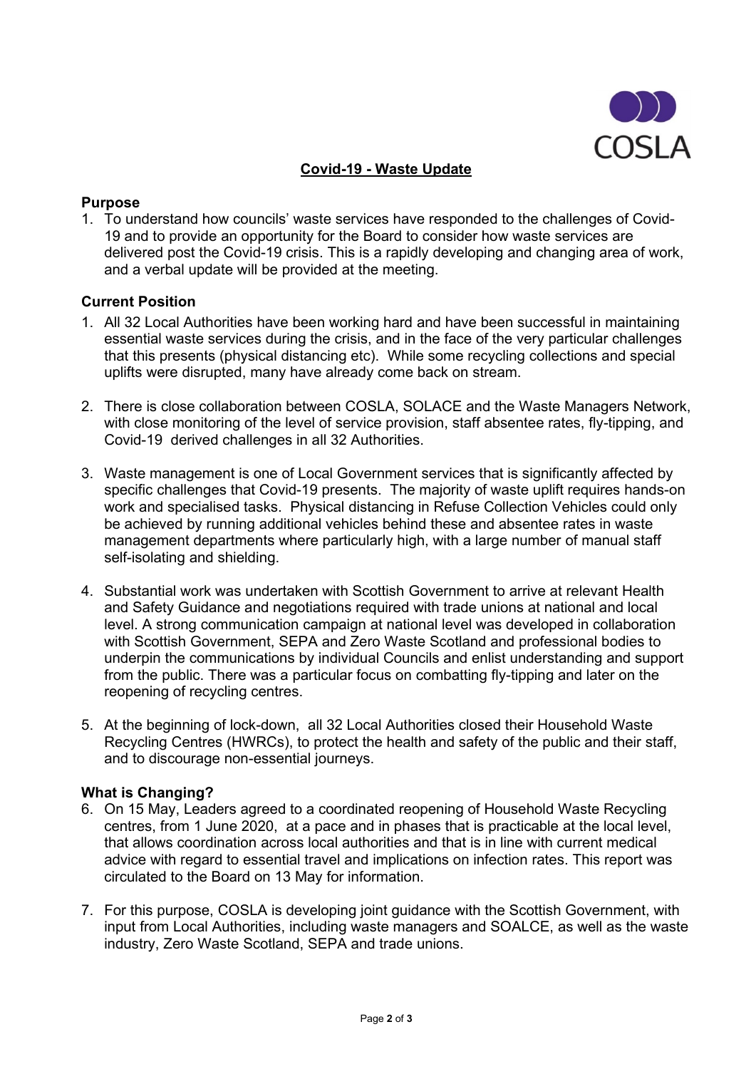COSLA

## Covid-19 - Waste Update

### Purpose

1. To understand how councils' waste services have responded to the challenges of Covid-19 and to provide an opportunity for the Board to consider how waste services are delivered post the Covid-19 crisis. This is a rapidly developing and changing area of work, and a verbal update will be provided at the meeting.

### Current Position

1. All 32 Local Authorities have been working hard and have been successful in maintaining essential waste services during the crisis, and in the face of the very particular challenges that this presents (physical distancing etc). While some recycling collections and special uplifts were disrupted, many have already come back on stream.

2. There is close collaboration between COSLA, SOLACE and the Waste Managers Network, with close monitoring of the level of service provision, staff absentee rates, fly-tipping, and Covid-19 derived challenges in all 32 Authorities.

3. Waste management is one of Local Government services that is significantly affected by specific challenges that Covid-19 presents. The majority of waste uplift requires hands-on work and specialised tasks. Physical distancing in Refuse Collection Vehicles could only be achieved by running additional vehicles behind these and absentee rates in waste management departments where particularly high, with a large number of manual staff self-isolating and shielding.

4. Substantial work was undertaken with Scottish Government to arrive at relevant Health and Safety Guidance and negotiations required with trade unions at national and local level. A strong communication campaign at national level was developed in collaboration with Scottish Government, SEPA and Zero Waste Scotland and professional bodies to underpin the communications by individual Councils and enlist understanding and support from the public. There was a particular focus on combatting fly-tipping and later on the reopening of recycling centres.

5. At the beginning of lock-down, all 32 Local Authorities closed their Household Waste Recycling Centres (HWRCs), to protect the health and safety of the public and their staff, and to discourage non-essential journeys.

### What is Changing?

6. On 15 May, Leaders agreed to a coordinated reopening of Household Waste Recycling centres, from 1 June 2020, at a pace and in phases that is practicable at the local level, that allows coordination across local authorities and that is in line with current medical advice with regard to essential travel and implications on infection rates. This report was circulated to the Board on 13 May for information.

7. For this purpose, COSLA is developing joint guidance with the Scottish Government, with input from Local Authorities, including waste managers and SOALCE, as well as the waste industry, Zero Waste Scotland, SEPA and trade unions.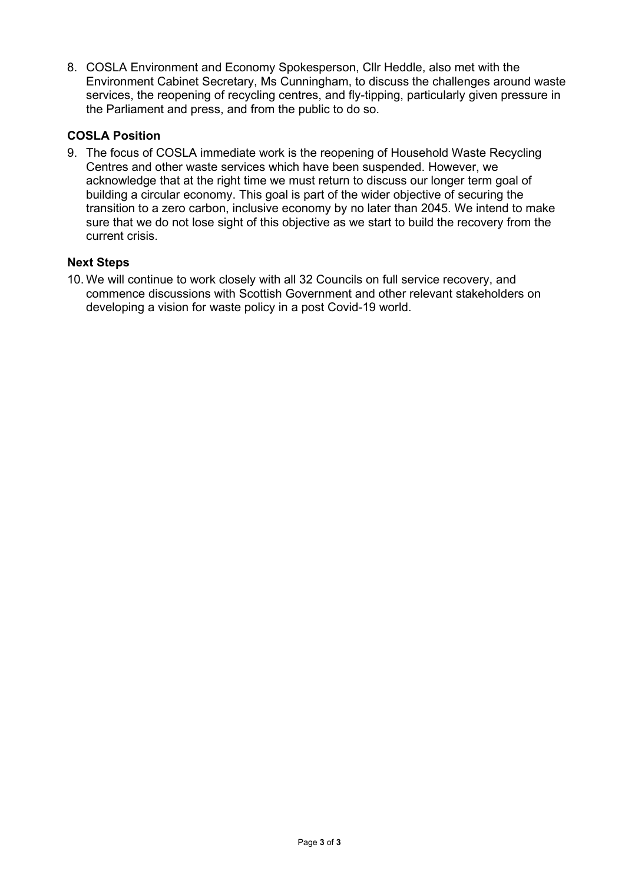8. COSLA Environment and Economy Spokesperson, Cllr Heddle, also met with the Environment Cabinet Secretary, Ms Cunningham, to discuss the challenges around waste services, the reopening of recycling centres, and fly-tipping, particularly given pressure in the Parliament and press, and from the public to do so.

**COSLA Position**

9. The focus of COSLA immediate work is the reopening of Household Waste Recycling Centres and other waste services which have been suspended. However, we acknowledge that at the right time we must return to discuss our longer term goal of building a circular economy. This goal is part of the wider objective of securing the transition to a zero carbon, inclusive economy by no later than 2045. We intend to make sure that we do not lose sight of this objective as we start to build the recovery from the current crisis.

**Next Steps**

10. We will continue to work closely with all 32 Councils on full service recovery, and commence discussions with Scottish Government and other relevant stakeholders on developing a vision for waste policy in a post Covid-19 world.